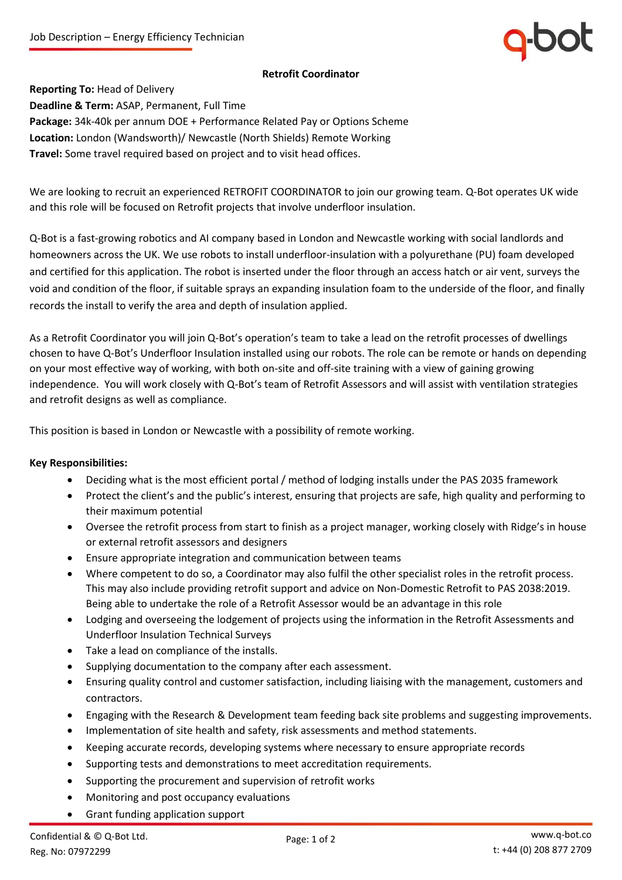**Retrofit Coordinator**

**Reporting To:** Head of Delivery
**Deadline & Term:** ASAP, Permanent, Full Time
**Package:** 34k-40k per annum DOE + Performance Related Pay or Options Scheme
**Location:** London (Wandsworth)/ Newcastle (North Shields) Remote Working
**Travel:** Some travel required based on project and to visit head offices.

We are looking to recruit an experienced RETROFIT COORDINATOR to join our growing team. Q-Bot operates UK wide and this role will be focused on Retrofit projects that involve underfloor insulation.

Q-Bot is a fast-growing robotics and AI company based in London and Newcastle working with social landlords and homeowners across the UK. We use robots to install underfloor-insulation with a polyurethane (PU) foam developed and certified for this application. The robot is inserted under the floor through an access hatch or air vent, surveys the void and condition of the floor, if suitable sprays an expanding insulation foam to the underside of the floor, and finally records the install to verify the area and depth of insulation applied.

As a Retrofit Coordinator you will join Q-Bot's operation's team to take a lead on the retrofit processes of dwellings chosen to have Q-Bot's Underfloor Insulation installed using our robots. The role can be remote or hands on depending on your most effective way of working, with both on-site and off-site training with a view of gaining growing independence. You will work closely with Q-Bot's team of Retrofit Assessors and will assist with ventilation strategies and retrofit designs as well as compliance.

This position is based in London or Newcastle with a possibility of remote working.

**Key Responsibilities:**

- Deciding what is the most efficient portal / method of lodging installs under the PAS 2035 framework
- Protect the client's and the public's interest, ensuring that projects are safe, high quality and performing to their maximum potential
- Oversee the retrofit process from start to finish as a project manager, working closely with Ridge's in house or external retrofit assessors and designers
- Ensure appropriate integration and communication between teams
- Where competent to do so, a Coordinator may also fulfil the other specialist roles in the retrofit process. This may also include providing retrofit support and advice on Non-Domestic Retrofit to PAS 2038:2019. Being able to undertake the role of a Retrofit Assessor would be an advantage in this role
- Lodging and overseeing the lodgement of projects using the information in the Retrofit Assessments and Underfloor Insulation Technical Surveys
- Take a lead on compliance of the installs.
- Supplying documentation to the company after each assessment.
- Ensuring quality control and customer satisfaction, including liaising with the management, customers and contractors.
- Engaging with the Research & Development team feeding back site problems and suggesting improvements.
- Implementation of site health and safety, risk assessments and method statements.
- Keeping accurate records, developing systems where necessary to ensure appropriate records
- Supporting tests and demonstrations to meet accreditation requirements.
- Supporting the procurement and supervision of retrofit works
- Monitoring and post occupancy evaluations
- Grant funding application support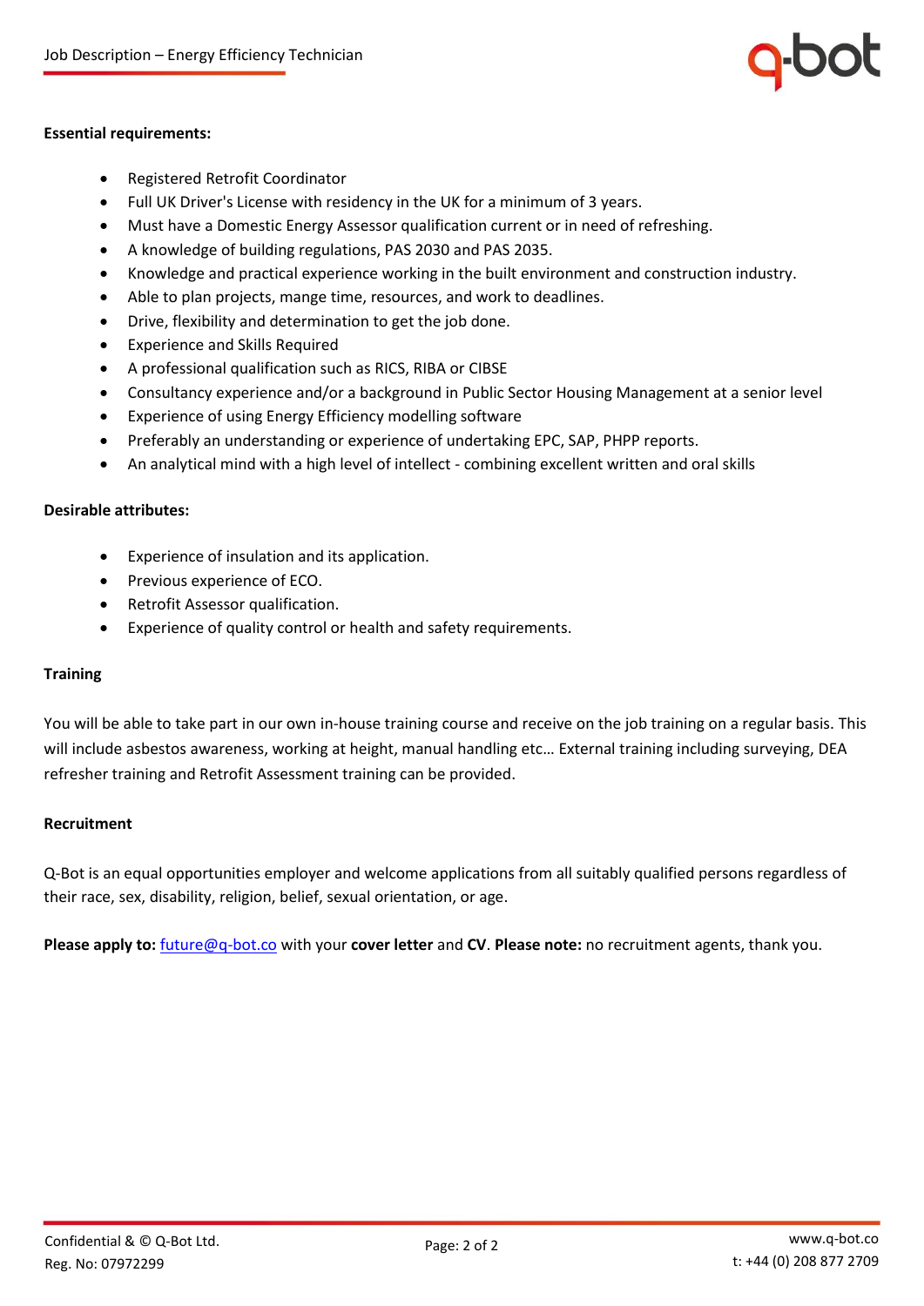**Essential requirements:**

- Registered Retrofit Coordinator
- Full UK Driver's License with residency in the UK for a minimum of 3 years.
- Must have a Domestic Energy Assessor qualification current or in need of refreshing.
- A knowledge of building regulations, PAS 2030 and PAS 2035.
- Knowledge and practical experience working in the built environment and construction industry.
- Able to plan projects, mange time, resources, and work to deadlines.
- Drive, flexibility and determination to get the job done.
- Experience and Skills Required
- A professional qualification such as RICS, RIBA or CIBSE
- Consultancy experience and/or a background in Public Sector Housing Management at a senior level
- Experience of using Energy Efficiency modelling software
- Preferably an understanding or experience of undertaking EPC, SAP, PHPP reports.
- An analytical mind with a high level of intellect - combining excellent written and oral skills

**Desirable attributes:**

- Experience of insulation and its application.
- Previous experience of ECO.
- Retrofit Assessor qualification.
- Experience of quality control or health and safety requirements.

**Training**

You will be able to take part in our own in-house training course and receive on the job training on a regular basis. This will include asbestos awareness, working at height, manual handling etc… External training including surveying, DEA refresher training and Retrofit Assessment training can be provided.

**Recruitment**

Q-Bot is an equal opportunities employer and welcome applications from all suitably qualified persons regardless of their race, sex, disability, religion, belief, sexual orientation, or age.

**Please apply to:** future@q-bot.co with your **cover letter** and **CV**. **Please note:** no recruitment agents, thank you.